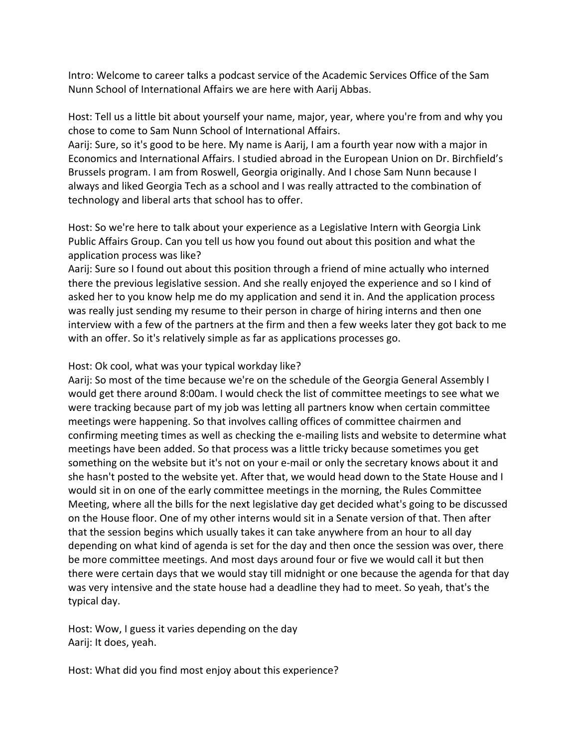Intro: Welcome to career talks a podcast service of the Academic Services Office of the Sam Nunn School of International Affairs we are here with Aarij Abbas.

Host: Tell us a little bit about yourself your name, major, year, where you're from and why you chose to come to Sam Nunn School of International Affairs.
Aarij: Sure, so it's good to be here. My name is Aarij, I am a fourth year now with a major in Economics and International Affairs. I studied abroad in the European Union on Dr. Birchfield's Brussels program. I am from Roswell, Georgia originally. And I chose Sam Nunn because I always and liked Georgia Tech as a school and I was really attracted to the combination of technology and liberal arts that school has to offer.

Host: So we're here to talk about your experience as a Legislative Intern with Georgia Link Public Affairs Group. Can you tell us how you found out about this position and what the application process was like?
Aarij: Sure so I found out about this position through a friend of mine actually who interned there the previous legislative session. And she really enjoyed the experience and so I kind of asked her to you know help me do my application and send it in. And the application process was really just sending my resume to their person in charge of hiring interns and then one interview with a few of the partners at the firm and then a few weeks later they got back to me with an offer. So it's relatively simple as far as applications processes go.

Host: Ok cool, what was your typical workday like?
Aarij: So most of the time because we're on the schedule of the Georgia General Assembly I would get there around 8:00am. I would check the list of committee meetings to see what we were tracking because part of my job was letting all partners know when certain committee meetings were happening. So that involves calling offices of committee chairmen and confirming meeting times as well as checking the e-mailing lists and website to determine what meetings have been added. So that process was a little tricky because sometimes you get something on the website but it's not on your e-mail or only the secretary knows about it and she hasn't posted to the website yet. After that, we would head down to the State House and I would sit in on one of the early committee meetings in the morning, the Rules Committee Meeting, where all the bills for the next legislative day get decided what's going to be discussed on the House floor. One of my other interns would sit in a Senate version of that. Then after that the session begins which usually takes it can take anywhere from an hour to all day depending on what kind of agenda is set for the day and then once the session was over, there be more committee meetings. And most days around four or five we would call it but then there were certain days that we would stay till midnight or one because the agenda for that day was very intensive and the state house had a deadline they had to meet. So yeah, that's the typical day.

Host: Wow, I guess it varies depending on the day
Aarij: It does, yeah.

Host: What did you find most enjoy about this experience?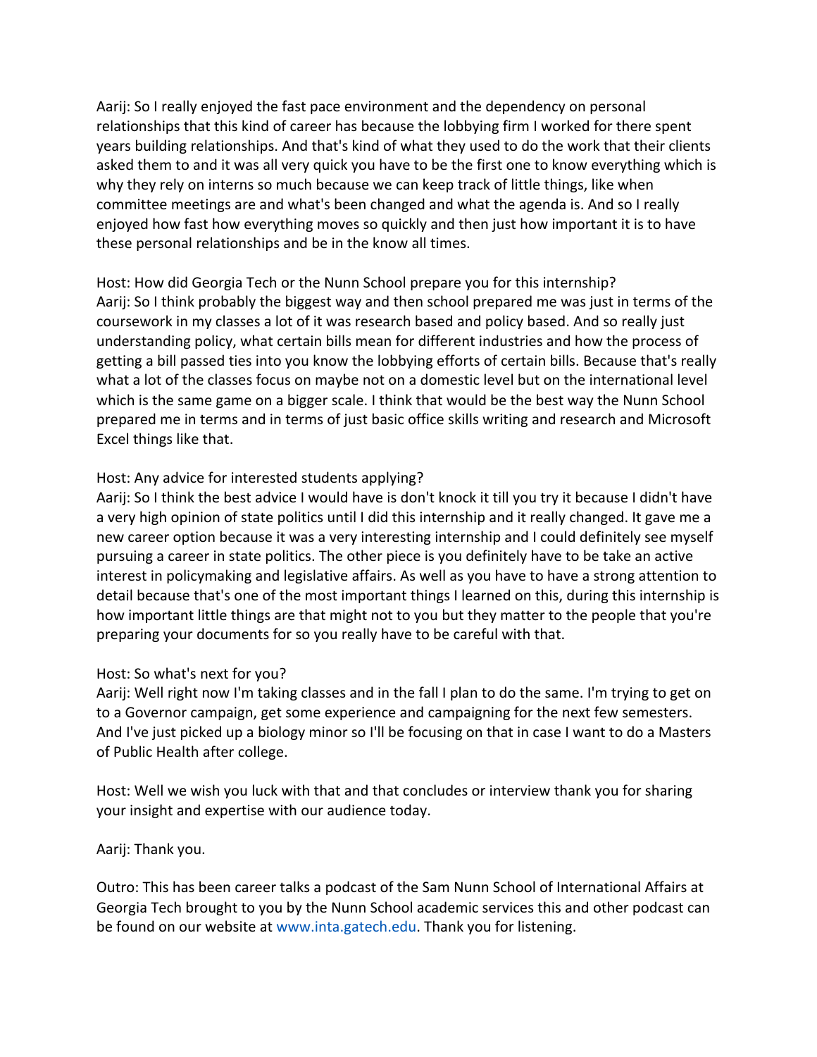Aarij: So I really enjoyed the fast pace environment and the dependency on personal relationships that this kind of career has because the lobbying firm I worked for there spent years building relationships. And that's kind of what they used to do the work that their clients asked them to and it was all very quick you have to be the first one to know everything which is why they rely on interns so much because we can keep track of little things, like when committee meetings are and what's been changed and what the agenda is. And so I really enjoyed how fast how everything moves so quickly and then just how important it is to have these personal relationships and be in the know all times.

Host: How did Georgia Tech or the Nunn School prepare you for this internship?
Aarij: So I think probably the biggest way and then school prepared me was just in terms of the coursework in my classes a lot of it was research based and policy based. And so really just understanding policy, what certain bills mean for different industries and how the process of getting a bill passed ties into you know the lobbying efforts of certain bills. Because that's really what a lot of the classes focus on maybe not on a domestic level but on the international level which is the same game on a bigger scale. I think that would be the best way the Nunn School prepared me in terms and in terms of just basic office skills writing and research and Microsoft Excel things like that.

Host: Any advice for interested students applying?
Aarij: So I think the best advice I would have is don't knock it till you try it because I didn't have a very high opinion of state politics until I did this internship and it really changed. It gave me a new career option because it was a very interesting internship and I could definitely see myself pursuing a career in state politics. The other piece is you definitely have to be take an active interest in policymaking and legislative affairs. As well as you have to have a strong attention to detail because that's one of the most important things I learned on this, during this internship is how important little things are that might not to you but they matter to the people that you're preparing your documents for so you really have to be careful with that.

Host: So what's next for you?
Aarij: Well right now I'm taking classes and in the fall I plan to do the same. I'm trying to get on to a Governor campaign, get some experience and campaigning for the next few semesters. And I've just picked up a biology minor so I'll be focusing on that in case I want to do a Masters of Public Health after college.

Host: Well we wish you luck with that and that concludes or interview thank you for sharing your insight and expertise with our audience today.

Aarij: Thank you.

Outro: This has been career talks a podcast of the Sam Nunn School of International Affairs at Georgia Tech brought to you by the Nunn School academic services this and other podcast can be found on our website at www.inta.gatech.edu. Thank you for listening.